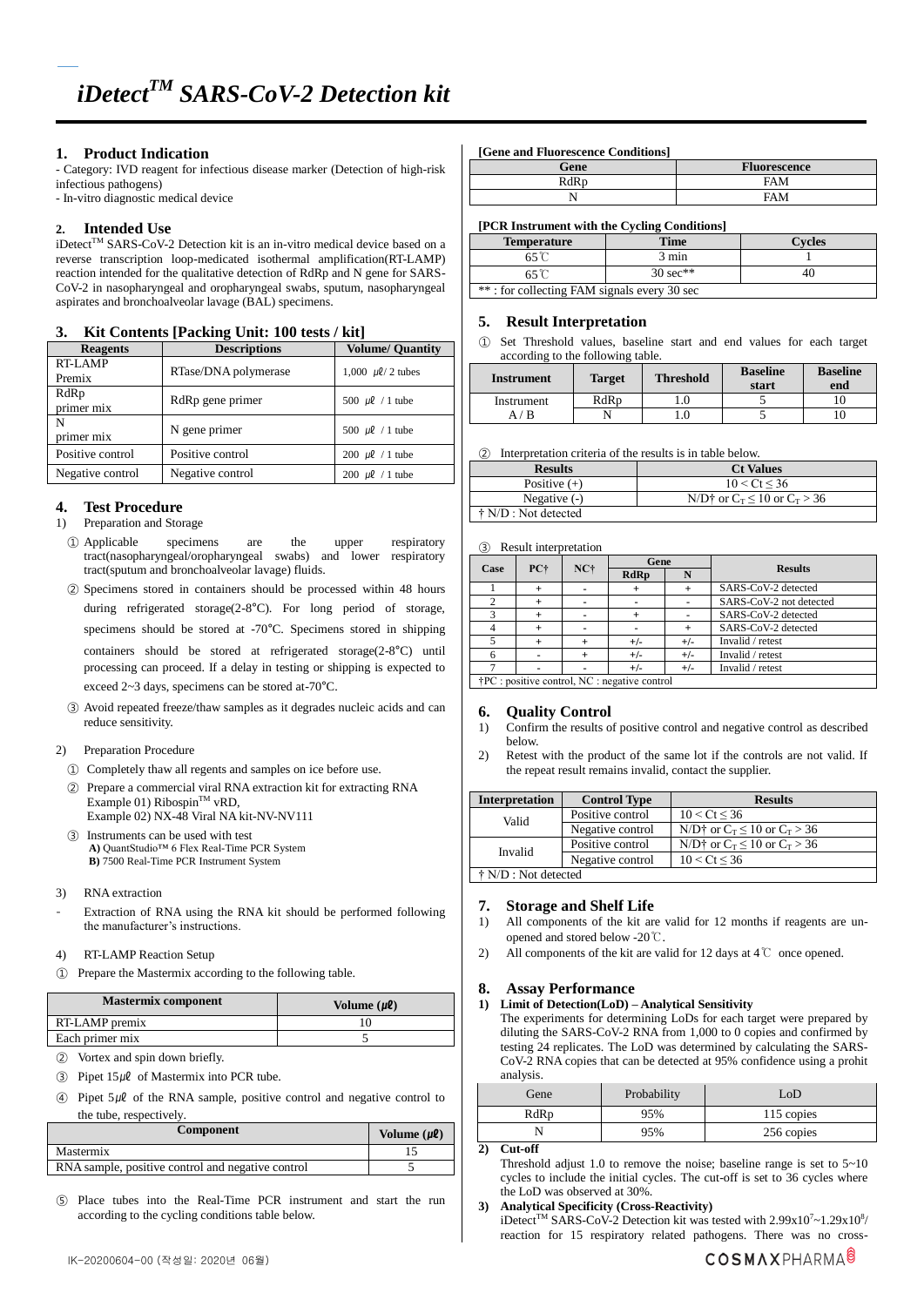# iDetect$^{TM}$ SARS-CoV-2 Detection kit

## 1. Product Indication

- Category: IVD reagent for infectious disease marker (Detection of high-risk infectious pathogens)
- In-vitro diagnostic medical device

## 2. Intended Use

iDetect$^{TM}$ SARS-CoV-2 Detection kit is an in-vitro medical device based on a reverse transcription loop-medicated isothermal amplification(RT-LAMP) reaction intended for the qualitative detection of RdRp and N gene for SARS-CoV-2 in nasopharyngeal and oropharyngeal swabs, sputum, nasopharyngeal aspirates and bronchoalveolar lavage (BAL) specimens.

## 3. Kit Contents [Packing Unit: 100 tests / kit]

| Reagents | Descriptions | Volume/ Quantity |
|---|---|---|
| RT-LAMP Premix | RTase/DNA polymerase | 1,000 μℓ/ 2 tubes |
| RdRp primer mix | RdRp gene primer | 500 μℓ / 1 tube |
| N primer mix | N gene primer | 500 μℓ / 1 tube |
| Positive control | Positive control | 200 μℓ / 1 tube |
| Negative control | Negative control | 200 μℓ / 1 tube |

## 4. Test Procedure

1) Preparation and Storage

① Applicable specimens are the upper respiratory tract(nasopharyngeal/oropharyngeal swabs) and lower respiratory tract(sputum and bronchoalveolar lavage) fluids.

② Specimens stored in containers should be processed within 48 hours during refrigerated storage(2-8°C). For long period of storage, specimens should be stored at -70°C. Specimens stored in shipping containers should be stored at refrigerated storage(2-8°C) until processing can proceed. If a delay in testing or shipping is expected to exceed 2~3 days, specimens can be stored at-70°C.

③ Avoid repeated freeze/thaw samples as it degrades nucleic acids and can reduce sensitivity.

2) Preparation Procedure

① Completely thaw all regents and samples on ice before use.

② Prepare a commercial viral RNA extraction kit for extracting RNA
Example 01) Ribospin$^{TM}$ vRD,
Example 02) NX-48 Viral NA kit-NV-NV111

③ Instruments can be used with test
**A)** QuantStudio™ 6 Flex Real-Time PCR System
**B)** 7500 Real-Time PCR Instrument System

3) RNA extraction

- Extraction of RNA using the RNA kit should be performed following the manufacturer's instructions.

4) RT-LAMP Reaction Setup

① Prepare the Mastermix according to the following table.

| Mastermix component | Volume (μℓ) |
|---|---|
| RT-LAMP premix | 10 |
| Each primer mix | 5 |

② Vortex and spin down briefly.

③ Pipet 15μℓ of Mastermix into PCR tube.

④ Pipet 5μℓ of the RNA sample, positive control and negative control to the tube, respectively.

| Component | Volume (μℓ) |
|---|---|
| Mastermix | 15 |
| RNA sample, positive control and negative control | 5 |

⑤ Place tubes into the Real-Time PCR instrument and start the run according to the cycling conditions table below.

**[Gene and Fluorescence Conditions]**

| Gene | Fluorescence |
|---|---|
| RdRp | FAM |
| N | FAM |

**[PCR Instrument with the Cycling Conditions]**

| Temperature | Time | Cycles |
|---|---|---|
| 65℃ | 3 min | 1 |
| 65℃ | 30 sec** | 40 |
| ** : for collecting FAM signals every 30 sec | | |

## 5. Result Interpretation

① Set Threshold values, baseline start and end values for each target according to the following table.

| Instrument | Target | Threshold | Baseline start | Baseline end |
|---|---|---|---|---|
| Instrument A / B | RdRp | 1.0 | 5 | 10 |
| | N | 1.0 | 5 | 10 |

② Interpretation criteria of the results is in table below.

| Results | Ct Values |
|---|---|
| Positive (+) | $10 < Ct \leq 36$ |
| Negative (-) | N/D† or $C_T \leq 10$ or $C_T > 36$ |
| † N/D : Not detected | |

③ Result interpretation

| Case | PC† | NC† | Gene | | Results |
|---|---|---|---|---|---|
| | | | RdRp | N | |
| 1 | + | - | + | + | SARS-CoV-2 detected |
| 2 | + | - | - | - | SARS-CoV-2 not detected |
| 3 | + | - | + | - | SARS-CoV-2 detected |
| 4 | + | - | - | + | SARS-CoV-2 detected |
| 5 | + | + | +/- | +/- | Invalid / retest |
| 6 | - | + | +/- | +/- | Invalid / retest |
| 7 | - | - | +/- | +/- | Invalid / retest |
| †PC : positive control, NC : negative control | | | | | |

## 6. Quality Control

1) Confirm the results of positive control and negative control as described below.
2) Retest with the product of the same lot if the controls are not valid. If the repeat result remains invalid, contact the supplier.

| Interpretation | Control Type | Results |
|---|---|---|
| Valid | Positive control | $10 < Ct \leq 36$ |
| | Negative control | N/D† or $C_T \leq 10$ or $C_T > 36$ |
| Invalid | Positive control | N/D† or $C_T \leq 10$ or $C_T > 36$ |
| | Negative control | $10 < Ct \leq 36$ |
| † N/D : Not detected | | |

## 7. Storage and Shelf Life

1) All components of the kit are valid for 12 months if reagents are un-opened and stored below -20℃.
2) All components of the kit are valid for 12 days at 4℃ once opened.

## 8. Assay Performance

**1) Limit of Detection(LoD) – Analytical Sensitivity**

The experiments for determining LoDs for each target were prepared by diluting the SARS-CoV-2 RNA from 1,000 to 0 copies and confirmed by testing 24 replicates. The LoD was determined by calculating the SARS-CoV-2 RNA copies that can be detected at 95% confidence using a probit analysis.

| Gene | Probability | LoD |
|---|---|---|
| RdRp | 95% | 115 copies |
| N | 95% | 256 copies |

**2) Cut-off**

Threshold adjust 1.0 to remove the noise; baseline range is set to 5~10 cycles to include the initial cycles. The cut-off is set to 36 cycles where the LoD was observed at 30%.

**3) Analytical Specificity (Cross-Reactivity)**

iDetect$^{TM}$ SARS-CoV-2 Detection kit was tested with $2.99x10^7$~$1.29x10^8$/ reaction for 15 respiratory related pathogens. There was no cross-

IK-20200604-00 (작성일: 2020년 06월)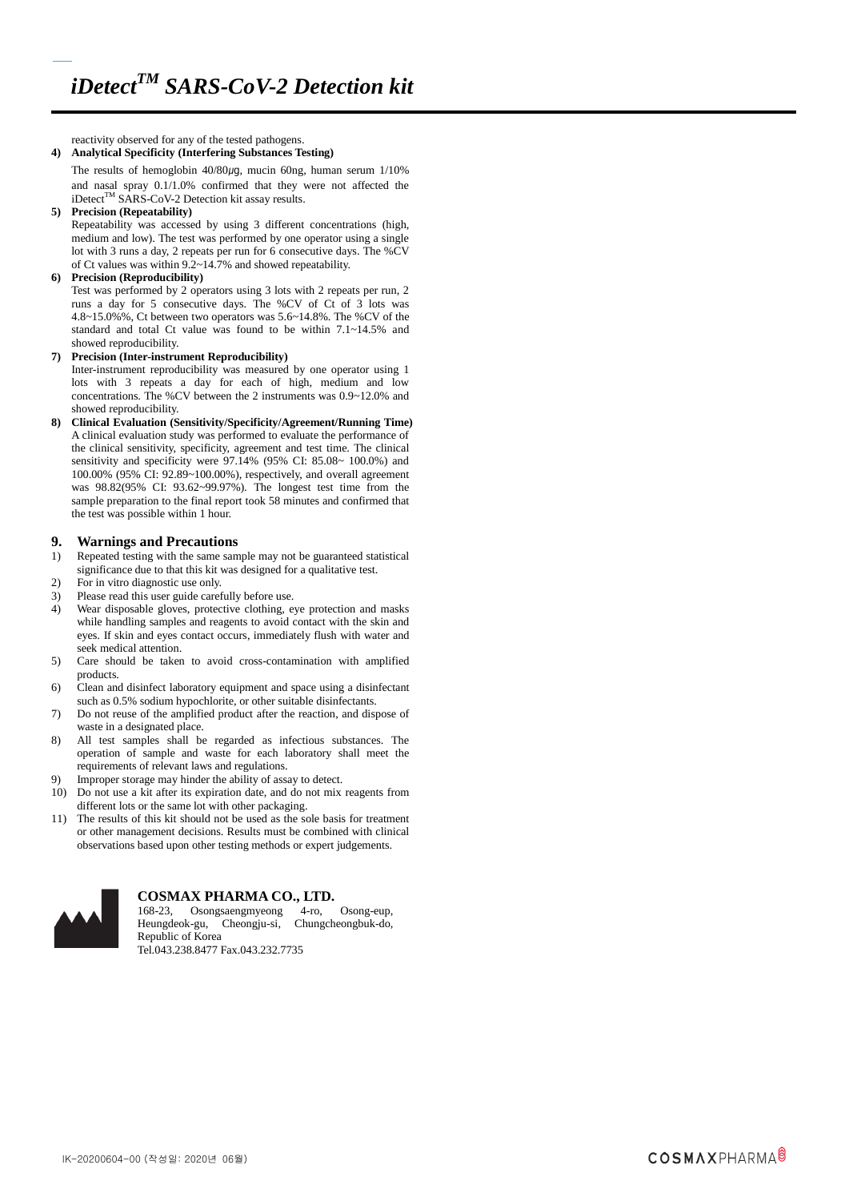reactivity observed for any of the tested pathogens.

**4) Analytical Specificity (Interfering Substances Testing)**

The results of hemoglobin 40/80㎍, mucin 60ng, human serum 1/10% and nasal spray 0.1/1.0% confirmed that they were not affected the iDetect™ SARS-CoV-2 Detection kit assay results.

**5) Precision (Repeatability)**

Repeatability was accessed by using 3 different concentrations (high, medium and low). The test was performed by one operator using a single lot with 3 runs a day, 2 repeats per run for 6 consecutive days. The %CV of Ct values was within 9.2~14.7% and showed repeatability.

**6) Precision (Reproducibility)**

Test was performed by 2 operators using 3 lots with 2 repeats per run, 2 runs a day for 5 consecutive days. The %CV of Ct of 3 lots was 4.8~15.0%%, Ct between two operators was 5.6~14.8%. The %CV of the standard and total Ct value was found to be within 7.1~14.5% and showed reproducibility.

**7) Precision (Inter-instrument Reproducibility)**

Inter-instrument reproducibility was measured by one operator using 1 lots with 3 repeats a day for each of high, medium and low concentrations. The %CV between the 2 instruments was 0.9~12.0% and showed reproducibility.

**8) Clinical Evaluation (Sensitivity/Specificity/Agreement/Running Time)**

A clinical evaluation study was performed to evaluate the performance of the clinical sensitivity, specificity, agreement and test time. The clinical sensitivity and specificity were 97.14% (95% CI: 85.08~ 100.0%) and 100.00% (95% CI: 92.89~100.00%), respectively, and overall agreement was 98.82(95% CI: 93.62~99.97%). The longest test time from the sample preparation to the final report took 58 minutes and confirmed that the test was possible within 1 hour.

## 9. Warnings and Precautions

1) Repeated testing with the same sample may not be guaranteed statistical significance due to that this kit was designed for a qualitative test.
2) For in vitro diagnostic use only.
3) Please read this user guide carefully before use.
4) Wear disposable gloves, protective clothing, eye protection and masks while handling samples and reagents to avoid contact with the skin and eyes. If skin and eyes contact occurs, immediately flush with water and seek medical attention.
5) Care should be taken to avoid cross-contamination with amplified products.
6) Clean and disinfect laboratory equipment and space using a disinfectant such as 0.5% sodium hypochlorite, or other suitable disinfectants.
7) Do not reuse of the amplified product after the reaction, and dispose of waste in a designated place.
8) All test samples shall be regarded as infectious substances. The operation of sample and waste for each laboratory shall meet the requirements of relevant laws and regulations.
9) Improper storage may hinder the ability of assay to detect.
10) Do not use a kit after its expiration date, and do not mix reagents from different lots or the same lot with other packaging.
11) The results of this kit should not be used as the sole basis for treatment or other management decisions. Results must be combined with clinical observations based upon other testing methods or expert judgements.

**COSMAX PHARMA CO., LTD.**
168-23, Osongsaengmyeong 4-ro, Osong-eup, Heungdeok-gu, Cheongju-si, Chungcheongbuk-do, Republic of Korea
Tel.043.238.8477 Fax.043.232.7735

IK-20200604-00 (작성일: 2020년 06월)